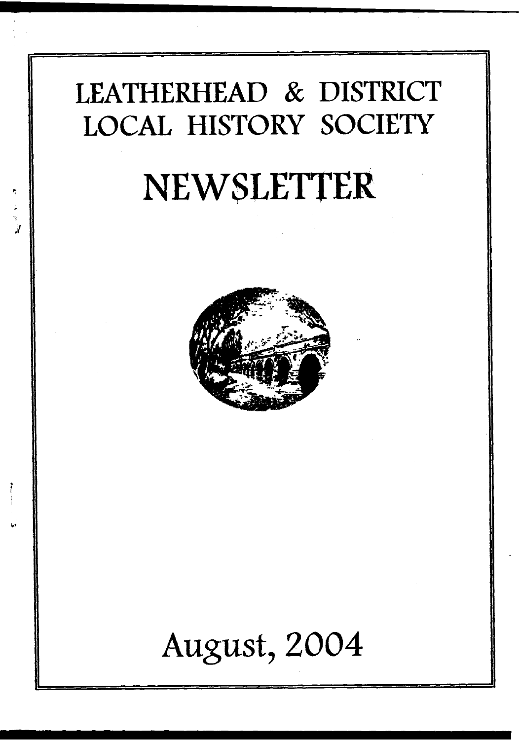# LEATHERHEAD & DISTRICT LOCAL HISTORY SOCIETY

# NEWSLETTER

August, 2004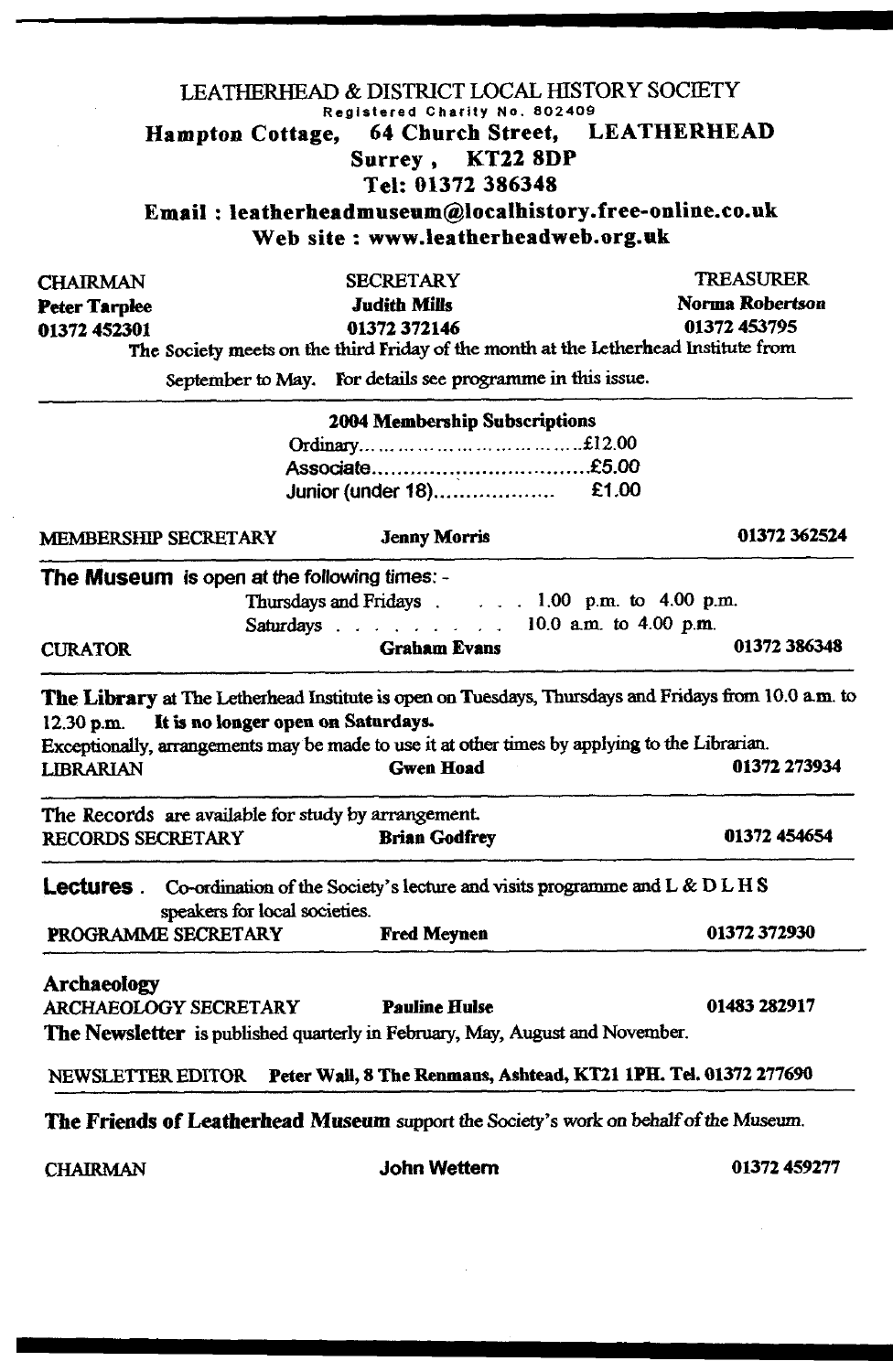# LEATHERHEAD & DISTRICT LOCAL HISTORY SOCIETY

Registered Charity No. 802409

**Hampton Cottage, 64 Church Street, LEATHERHEAD**
**Surrey, KT22 8DP**
**Tel: 01372 386348**
**Email : leatherheadmuseum@localhistory.free-online.co.uk**
**Web site : www.leatherheadweb.org.uk**

| CHAIRMAN | SECRETARY | TREASURER |
|---|---|---|
| **Peter Tarplee** | **Judith Mills** | **Norma Robertson** |
| **01372 452301** | **01372 372146** | **01372 453795** |

The Society meets on the third Friday of the month at the Letherhead Institute from September to May. For details see programme in this issue.

**2004 Membership Subscriptions**

Ordinary.................................£12.00
Associate.................................£5.00
Junior (under 18).................. £1.00

MEMBERSHIP SECRETARY **Jenny Morris** **01372 362524**

**The Museum** is open at the following times: -

Thursdays and Fridays . . . . 1.00 p.m. to 4.00 p.m.
Saturdays . . . . . . . . . . 10.0 a.m. to 4.00 p.m.

CURATOR **Graham Evans** **01372 386348**

**The Library** at The Letherhead Institute is open on Tuesdays, Thursdays and Fridays from 10.0 a.m. to 12.30 p.m. **It is no longer open on Saturdays.**
Exceptionally, arrangements may be made to use it at other times by applying to the Librarian.

LIBRARIAN **Gwen Hoad** **01372 273934**

The Records are available for study by arrangement.

RECORDS SECRETARY **Brian Godfrey** **01372 454654**

**Lectures**. Co-ordination of the Society's lecture and visits programme and L & D L H S speakers for local societies.

PROGRAMME SECRETARY **Fred Meynen** **01372 372930**

**Archaeology**

ARCHAEOLOGY SECRETARY **Pauline Hulse** **01483 282917**

**The Newsletter** is published quarterly in February, May, August and November.

NEWSLETTER EDITOR **Peter Wall, 8 The Renmans, Ashtead, KT21 1PH. Tel. 01372 277690**

**The Friends of Leatherhead Museum** support the Society's work on behalf of the Museum.

CHAIRMAN **John Wettern** **01372 459277**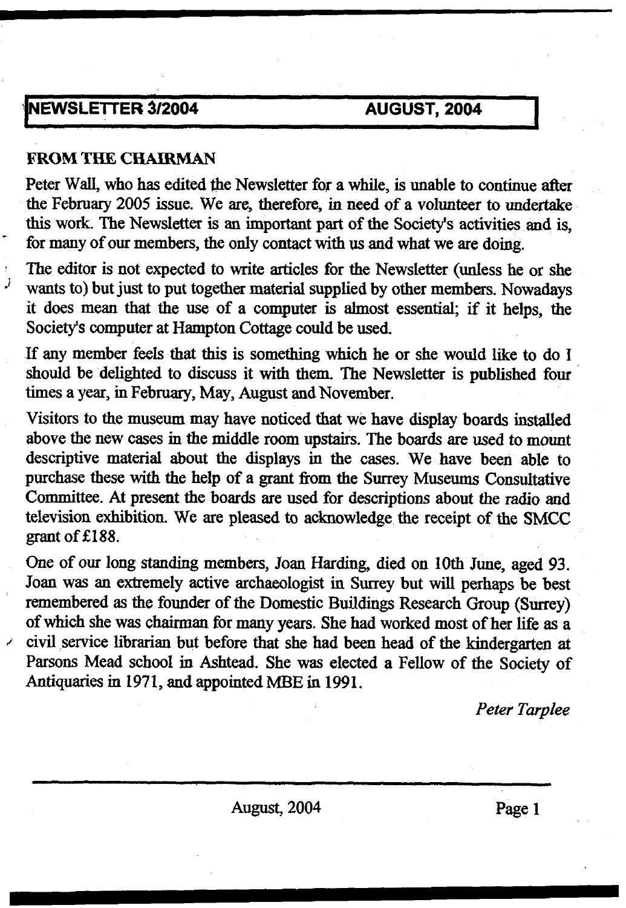**NEWSLETTER 3/2004 AUGUST, 2004**

## FROM THE CHAIRMAN

Peter Wall, who has edited the Newsletter for a while, is unable to continue after the February 2005 issue. We are, therefore, in need of a volunteer to undertake this work. The Newsletter is an important part of the Society's activities and is, for many of our members, the only contact with us and what we are doing.

The editor is not expected to write articles for the Newsletter (unless he or she wants to) but just to put together material supplied by other members. Nowadays it does mean that the use of a computer is almost essential; if it helps, the Society's computer at Hampton Cottage could be used.

If any member feels that this is something which he or she would like to do I should be delighted to discuss it with them. The Newsletter is published four times a year, in February, May, August and November.

Visitors to the museum may have noticed that we have display boards installed above the new cases in the middle room upstairs. The boards are used to mount descriptive material about the displays in the cases. We have been able to purchase these with the help of a grant from the Surrey Museums Consultative Committee. At present the boards are used for descriptions about the radio and television exhibition. We are pleased to acknowledge the receipt of the SMCC grant of £188.

One of our long standing members, Joan Harding, died on 10th June, aged 93. Joan was an extremely active archaeologist in Surrey but will perhaps be best remembered as the founder of the Domestic Buildings Research Group (Surrey) of which she was chairman for many years. She had worked most of her life as a civil service librarian but before that she had been head of the kindergarten at Parsons Mead school in Ashtead. She was elected a Fellow of the Society of Antiquaries in 1971, and appointed MBE in 1991.

*Peter Tarplee*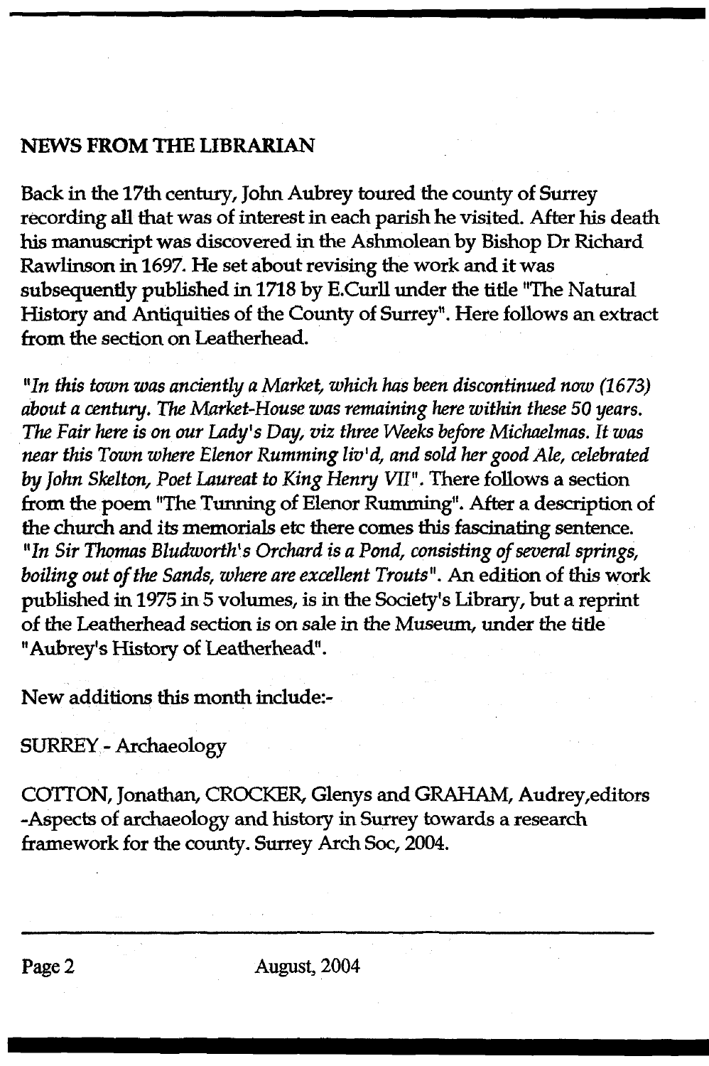## NEWS FROM THE LIBRARIAN

Back in the 17th century, John Aubrey toured the county of Surrey recording all that was of interest in each parish he visited. After his death his manuscript was discovered in the Ashmolean by Bishop Dr Richard Rawlinson in 1697. He set about revising the work and it was subsequently published in 1718 by E.Curll under the title "The Natural History and Antiquities of the County of Surrey". Here follows an extract from the section on Leatherhead.

"*In this town was anciently a Market, which has been discontinued now (1673) about a century. The Market-House was remaining here within these 50 years. The Fair here is on our Lady's Day, viz three Weeks before Michaelmas. It was near this Town where Elenor Rumming liv'd, and sold her good Ale, celebrated by John Skelton, Poet Laureat to King Henry VII*". There follows a section from the poem "The Tunning of Elenor Rumming". After a description of the church and its memorials etc there comes this fascinating sentence. "*In Sir Thomas Bludworth's Orchard is a Pond, consisting of several springs, boiling out of the Sands, where are excellent Trouts*". An edition of this work published in 1975 in 5 volumes, is in the Society's Library, but a reprint of the Leatherhead section is on sale in the Museum, under the title "Aubrey's History of Leatherhead".

New additions this month include:-

SURREY - Archaeology

COTTON, Jonathan, CROCKER, Glenys and GRAHAM, Audrey,editors -Aspects of archaeology and history in Surrey towards a research framework for the county. Surrey Arch Soc, 2004.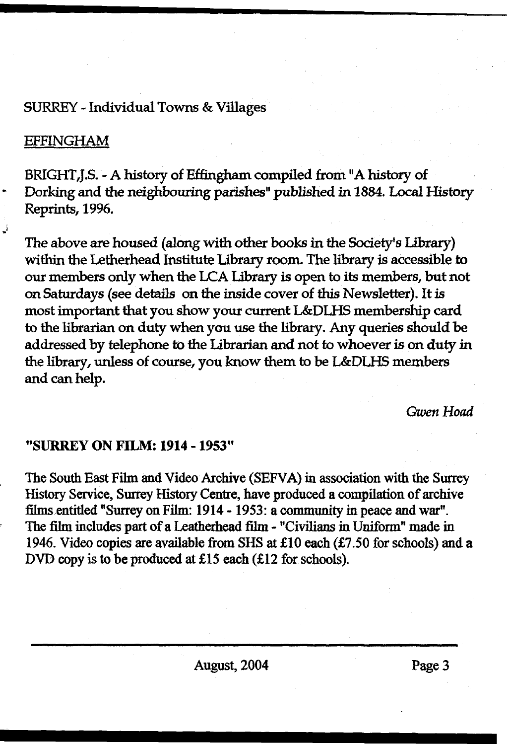SURREY - Individual Towns & Villages

## EFFINGHAM

BRIGHT,J.S. - A history of Effingham compiled from "A history of Dorking and the neighbouring parishes" published in 1884. Local History Reprints, 1996.

The above are housed (along with other books in the Society's Library) within the Letherhead Institute Library room. The library is accessible to our members only when the LCA Library is open to its members, but not on Saturdays (see details on the inside cover of this Newsletter). It is most important that you show your current L&DLHS membership card to the librarian on duty when you use the library. Any queries should be addressed by telephone to the Librarian and not to whoever is on duty in the library, unless of course, you know them to be L&DLHS members and can help.

*Gwen Hoad*

## "SURREY ON FILM: 1914 - 1953"

The South East Film and Video Archive (SEFVA) in association with the Surrey History Service, Surrey History Centre, have produced a compilation of archive films entitled "Surrey on Film: 1914 - 1953: a community in peace and war". The film includes part of a Leatherhead film - "Civilians in Uniform" made in 1946. Video copies are available from SHS at £10 each (£7.50 for schools) and a DVD copy is to be produced at £15 each (£12 for schools).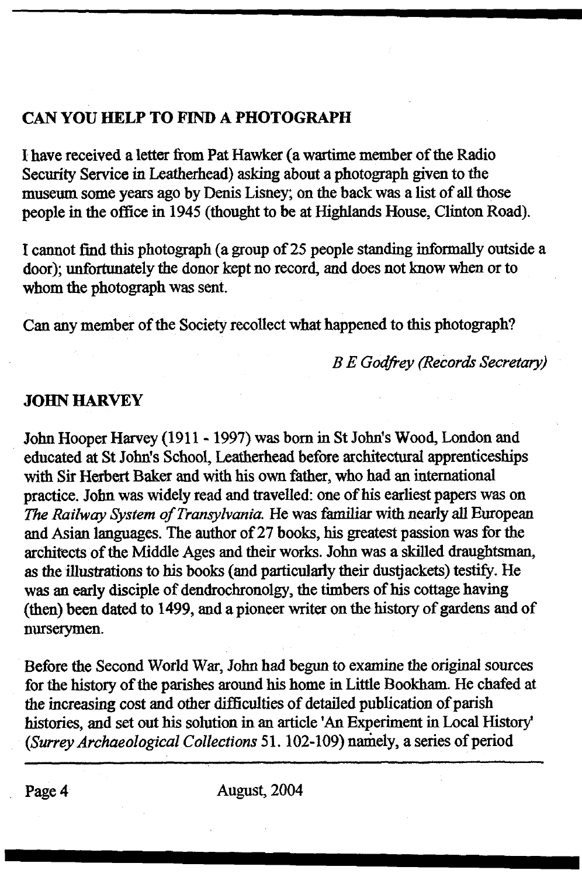## CAN YOU HELP TO FIND A PHOTOGRAPH

I have received a letter from Pat Hawker (a wartime member of the Radio Security Service in Leatherhead) asking about a photograph given to the museum some years ago by Denis Lisney; on the back was a list of all those people in the office in 1945 (thought to be at Highlands House, Clinton Road).

I cannot find this photograph (a group of 25 people standing informally outside a door); unfortunately the donor kept no record, and does not know when or to whom the photograph was sent.

Can any member of the Society recollect what happened to this photograph?

*B E Godfrey (Records Secretary)*

## JOHN HARVEY

John Hooper Harvey (1911 - 1997) was born in St John's Wood, London and educated at St John's School, Leatherhead before architectural apprenticeships with Sir Herbert Baker and with his own father, who had an international practice. John was widely read and travelled: one of his earliest papers was on *The Railway System of Transylvania.* He was familiar with nearly all European and Asian languages. The author of 27 books, his greatest passion was for the architects of the Middle Ages and their works. John was a skilled draughtsman, as the illustrations to his books (and particularly their dustjackets) testify. He was an early disciple of dendrochronolgy, the timbers of his cottage having (then) been dated to 1499, and a pioneer writer on the history of gardens and of nurserymen.

Before the Second World War, John had begun to examine the original sources for the history of the parishes around his home in Little Bookham. He chafed at the increasing cost and other difficulties of detailed publication of parish histories, and set out his solution in an article 'An Experiment in Local History' (*Surrey Archaeological Collections* 51. 102-109) namely, a series of period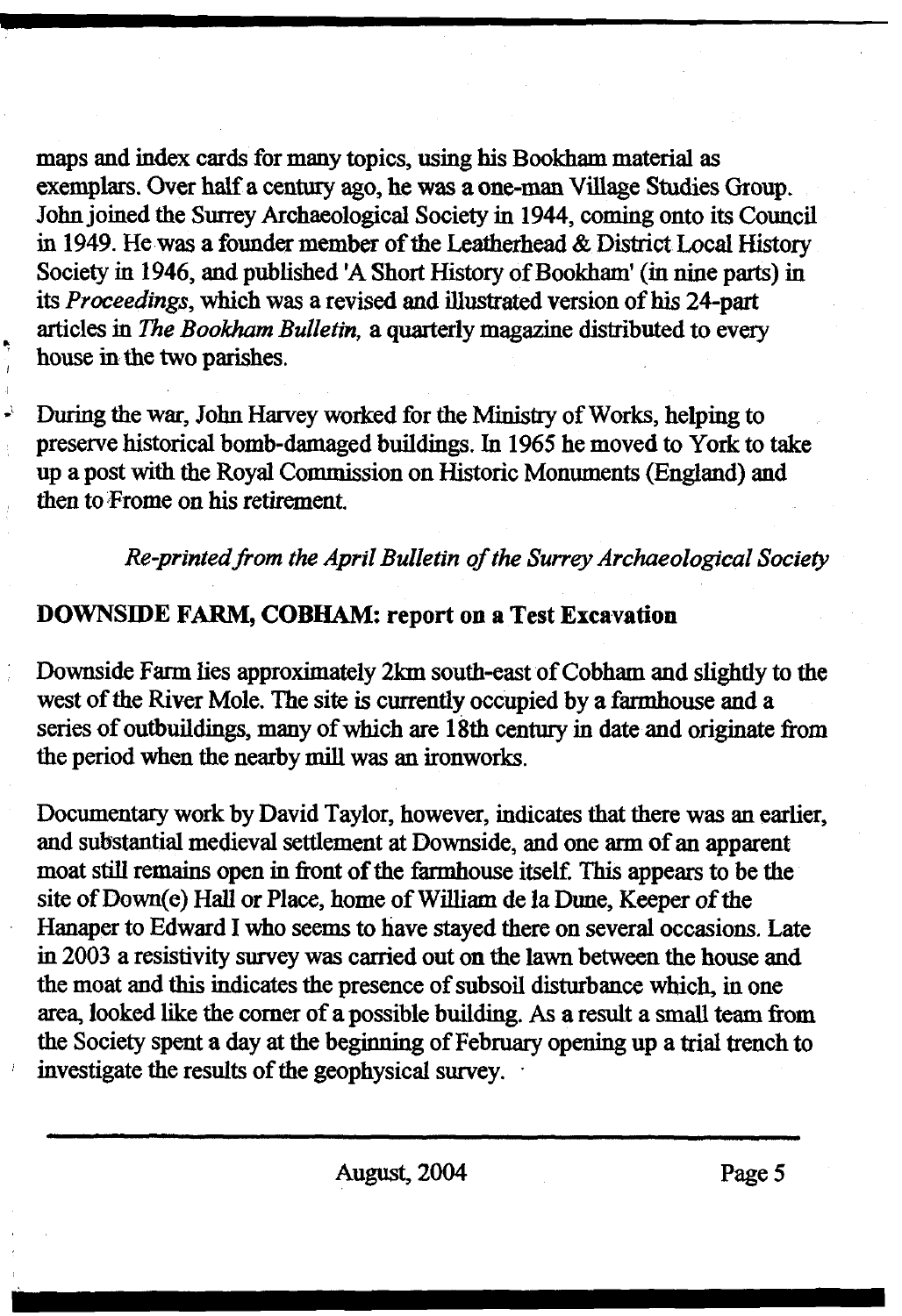maps and index cards for many topics, using his Bookham material as exemplars. Over half a century ago, he was a one-man Village Studies Group. John joined the Surrey Archaeological Society in 1944, coming onto its Council in 1949. He was a founder member of the Leatherhead & District Local History Society in 1946, and published 'A Short History of Bookham' (in nine parts) in its *Proceedings*, which was a revised and illustrated version of his 24-part articles in *The Bookham Bulletin*, a quarterly magazine distributed to every house in the two parishes.

During the war, John Harvey worked for the Ministry of Works, helping to preserve historical bomb-damaged buildings. In 1965 he moved to York to take up a post with the Royal Commission on Historic Monuments (England) and then to Frome on his retirement.

*Re-printed from the April Bulletin of the Surrey Archaeological Society*

**DOWNSIDE FARM, COBHAM: report on a Test Excavation**

Downside Farm lies approximately 2km south-east of Cobham and slightly to the west of the River Mole. The site is currently occupied by a farmhouse and a series of outbuildings, many of which are 18th century in date and originate from the period when the nearby mill was an ironworks.

Documentary work by David Taylor, however, indicates that there was an earlier, and substantial medieval settlement at Downside, and one arm of an apparent moat still remains open in front of the farmhouse itself. This appears to be the site of Down(e) Hall or Place, home of William de la Dune, Keeper of the Hanaper to Edward I who seems to have stayed there on several occasions. Late in 2003 a resistivity survey was carried out on the lawn between the house and the moat and this indicates the presence of subsoil disturbance which, in one area, looked like the corner of a possible building. As a result a small team from the Society spent a day at the beginning of February opening up a trial trench to investigate the results of the geophysical survey.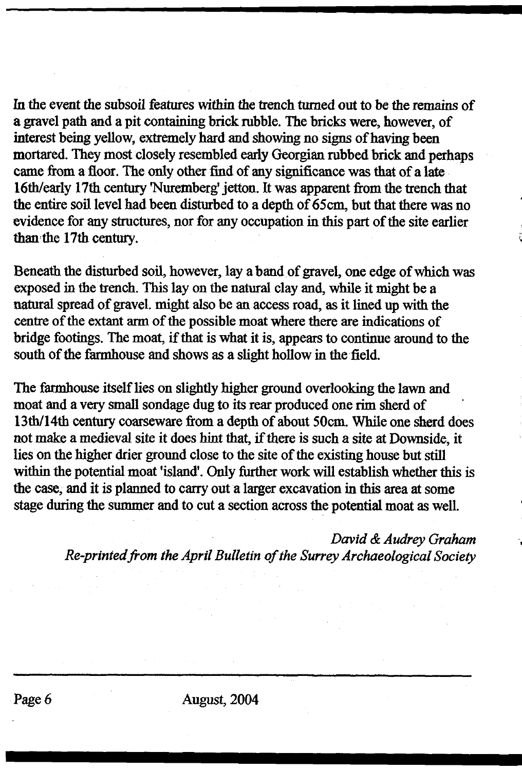In the event the subsoil features within the trench turned out to be the remains of a gravel path and a pit containing brick rubble. The bricks were, however, of interest being yellow, extremely hard and showing no signs of having been mortared. They most closely resembled early Georgian rubbed brick and perhaps came from a floor. The only other find of any significance was that of a late 16th/early 17th century 'Nuremberg' jetton. It was apparent from the trench that the entire soil level had been disturbed to a depth of 65cm, but that there was no evidence for any structures, nor for any occupation in this part of the site earlier than the 17th century.

Beneath the disturbed soil, however, lay a band of gravel, one edge of which was exposed in the trench. This lay on the natural clay and, while it might be a natural spread of gravel. might also be an access road, as it lined up with the centre of the extant arm of the possible moat where there are indications of bridge footings. The moat, if that is what it is, appears to continue around to the south of the farmhouse and shows as a slight hollow in the field.

The farmhouse itself lies on slightly higher ground overlooking the lawn and moat and a very small sondage dug to its rear produced one rim sherd of 13th/14th century coarseware from a depth of about 50cm. While one sherd does not make a medieval site it does hint that, if there is such a site at Downside, it lies on the higher drier ground close to the site of the existing house but still within the potential moat 'island'. Only further work will establish whether this is the case, and it is planned to carry out a larger excavation in this area at some stage during the summer and to cut a section across the potential moat as well.

*David & Audrey Graham*
*Re-printed from the April Bulletin of the Surrey Archaeological Society*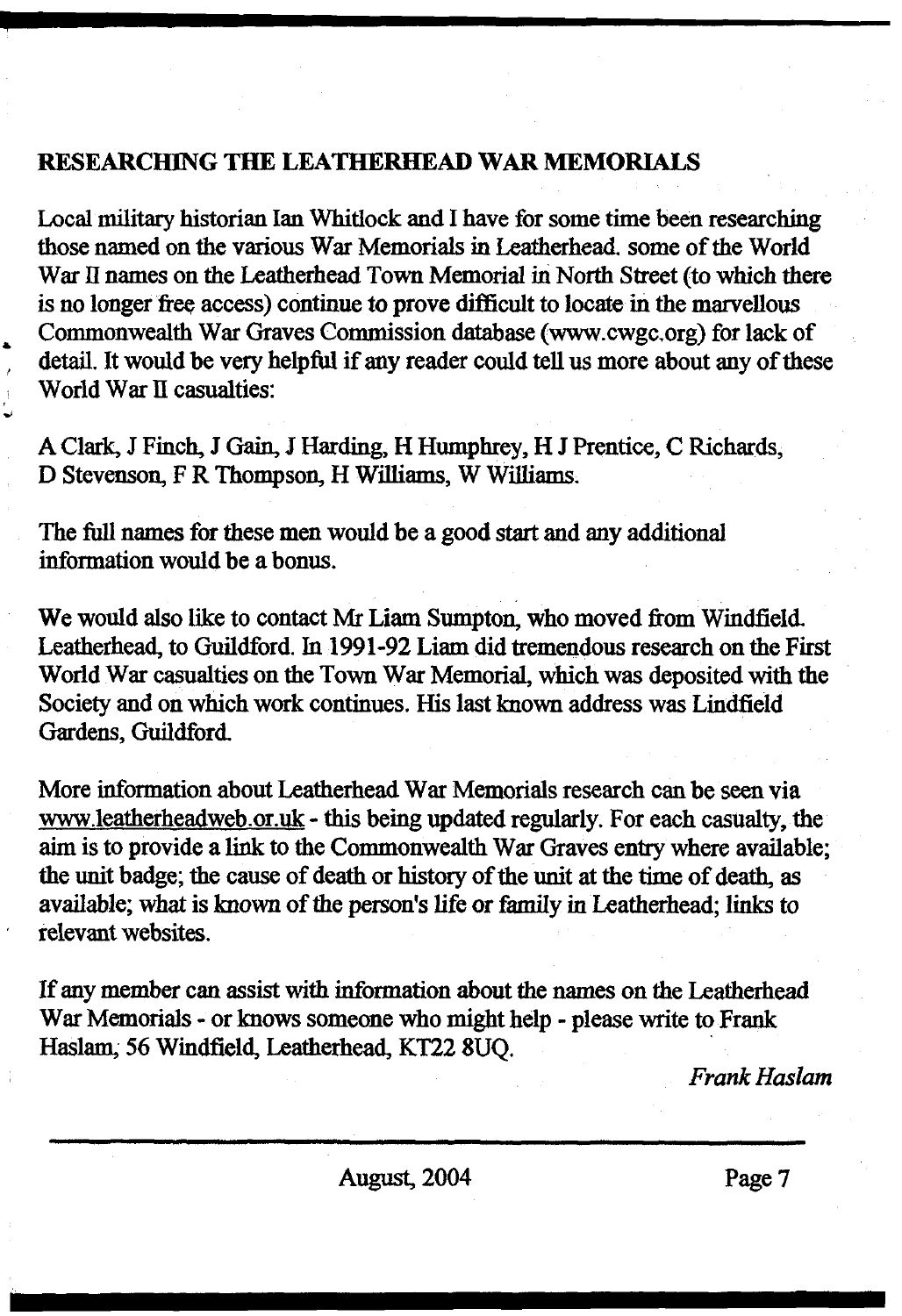## RESEARCHING THE LEATHERHEAD WAR MEMORIALS

Local military historian Ian Whitlock and I have for some time been researching those named on the various War Memorials in Leatherhead. some of the World War II names on the Leatherhead Town Memorial in North Street (to which there is no longer free access) continue to prove difficult to locate in the marvellous Commonwealth War Graves Commission database (www.cwgc.org) for lack of detail. It would be very helpful if any reader could tell us more about any of these World War II casualties:

A Clark, J Finch, J Gain, J Harding, H Humphrey, H J Prentice, C Richards, D Stevenson, F R Thompson, H Williams, W Williams.

The full names for these men would be a good start and any additional information would be a bonus.

We would also like to contact Mr Liam Sumpton, who moved from Windfield. Leatherhead, to Guildford. In 1991-92 Liam did tremendous research on the First World War casualties on the Town War Memorial, which was deposited with the Society and on which work continues. His last known address was Lindfield Gardens, Guildford.

More information about Leatherhead War Memorials research can be seen via www.leatherheadweb.or.uk - this being updated regularly. For each casualty, the aim is to provide a link to the Commonwealth War Graves entry where available; the unit badge; the cause of death or history of the unit at the time of death, as available; what is known of the person's life or family in Leatherhead; links to relevant websites.

If any member can assist with information about the names on the Leatherhead War Memorials - or knows someone who might help - please write to Frank Haslam, 56 Windfield, Leatherhead, KT22 8UQ.

*Frank Haslam*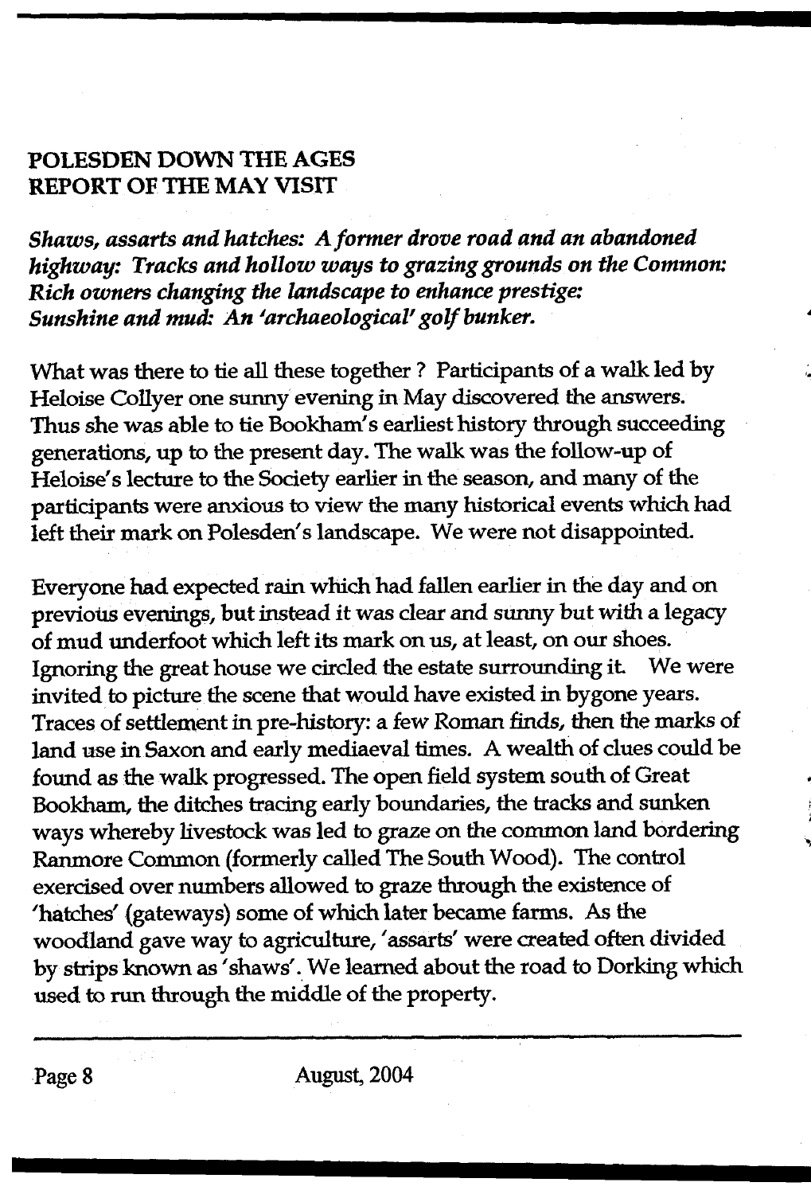## POLESDEN DOWN THE AGES
## REPORT OF THE MAY VISIT

***Shaws, assarts and hatches: A former drove road and an abandoned highway: Tracks and hollow ways to grazing grounds on the Common: Rich owners changing the landscape to enhance prestige: Sunshine and mud: An 'archaeological' golf bunker.***

What was there to tie all these together ? Participants of a walk led by Heloise Collyer one sunny evening in May discovered the answers. Thus she was able to tie Bookham's earliest history through succeeding generations, up to the present day. The walk was the follow-up of Heloise's lecture to the Society earlier in the season, and many of the participants were anxious to view the many historical events which had left their mark on Polesden's landscape. We were not disappointed.

Everyone had expected rain which had fallen earlier in the day and on previous evenings, but instead it was clear and sunny but with a legacy of mud underfoot which left its mark on us, at least, on our shoes. Ignoring the great house we circled the estate surrounding it. We were invited to picture the scene that would have existed in bygone years. Traces of settlement in pre-history: a few Roman finds, then the marks of land use in Saxon and early mediaeval times. A wealth of clues could be found as the walk progressed. The open field system south of Great Bookham, the ditches tracing early boundaries, the tracks and sunken ways whereby livestock was led to graze on the common land bordering Ranmore Common (formerly called The South Wood). The control exercised over numbers allowed to graze through the existence of 'hatches' (gateways) some of which later became farms. As the woodland gave way to agriculture, 'assarts' were created often divided by strips known as 'shaws'. We learned about the road to Dorking which used to run through the middle of the property.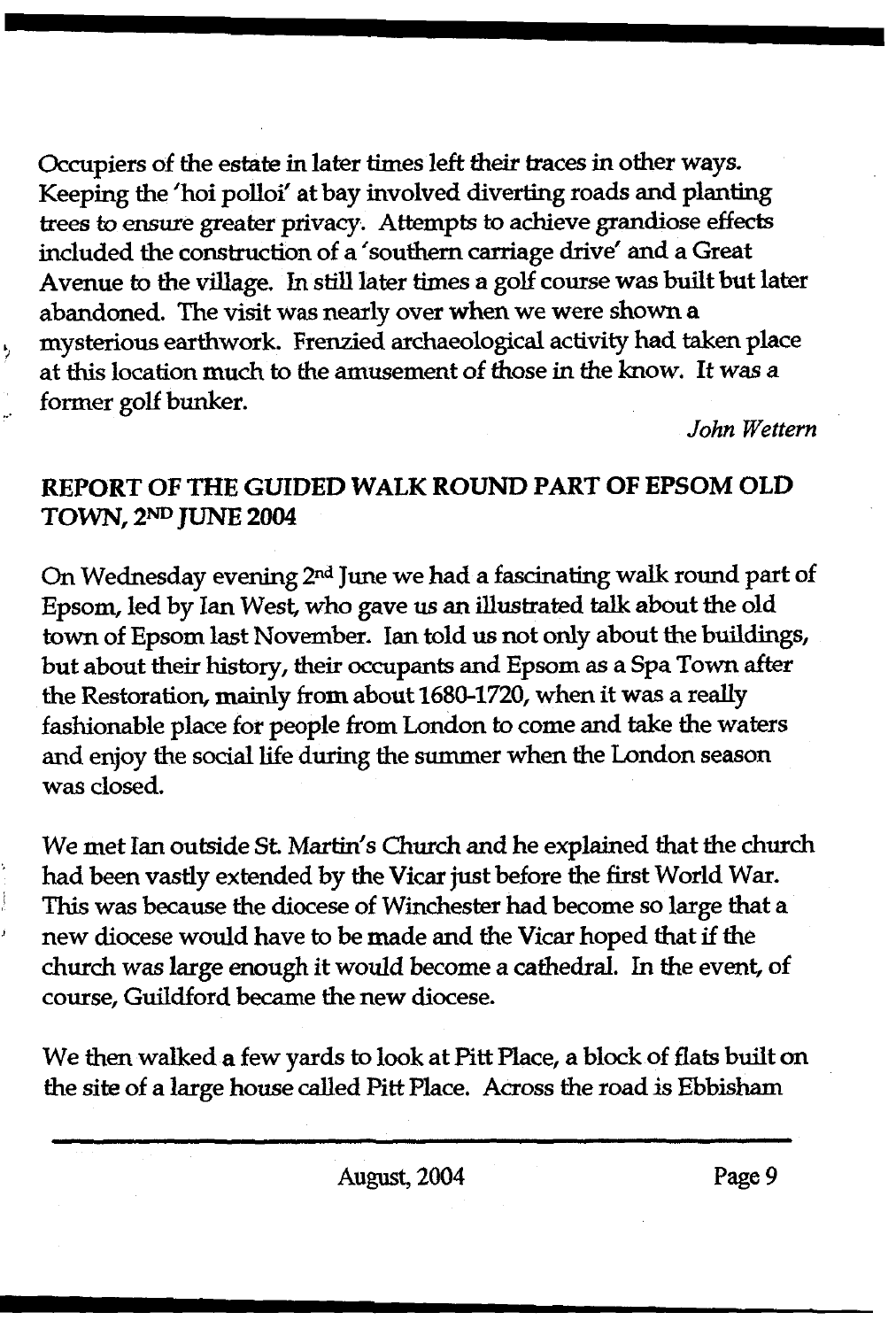Occupiers of the estate in later times left their traces in other ways. Keeping the 'hoi polloi' at bay involved diverting roads and planting trees to ensure greater privacy. Attempts to achieve grandiose effects included the construction of a 'southern carriage drive' and a Great Avenue to the village. In still later times a golf course was built but later abandoned. The visit was nearly over when we were shown a mysterious earthwork. Frenzied archaeological activity had taken place at this location much to the amusement of those in the know. It was a former golf bunker.

*John Wettern*

## REPORT OF THE GUIDED WALK ROUND PART OF EPSOM OLD TOWN, 2ND JUNE 2004

On Wednesday evening 2nd June we had a fascinating walk round part of Epsom, led by Ian West, who gave us an illustrated talk about the old town of Epsom last November. Ian told us not only about the buildings, but about their history, their occupants and Epsom as a Spa Town after the Restoration, mainly from about 1680-1720, when it was a really fashionable place for people from London to come and take the waters and enjoy the social life during the summer when the London season was closed.

We met Ian outside St. Martin's Church and he explained that the church had been vastly extended by the Vicar just before the first World War. This was because the diocese of Winchester had become so large that a new diocese would have to be made and the Vicar hoped that if the church was large enough it would become a cathedral. In the event, of course, Guildford became the new diocese.

We then walked a few yards to look at Pitt Place, a block of flats built on the site of a large house called Pitt Place. Across the road is Ebbisham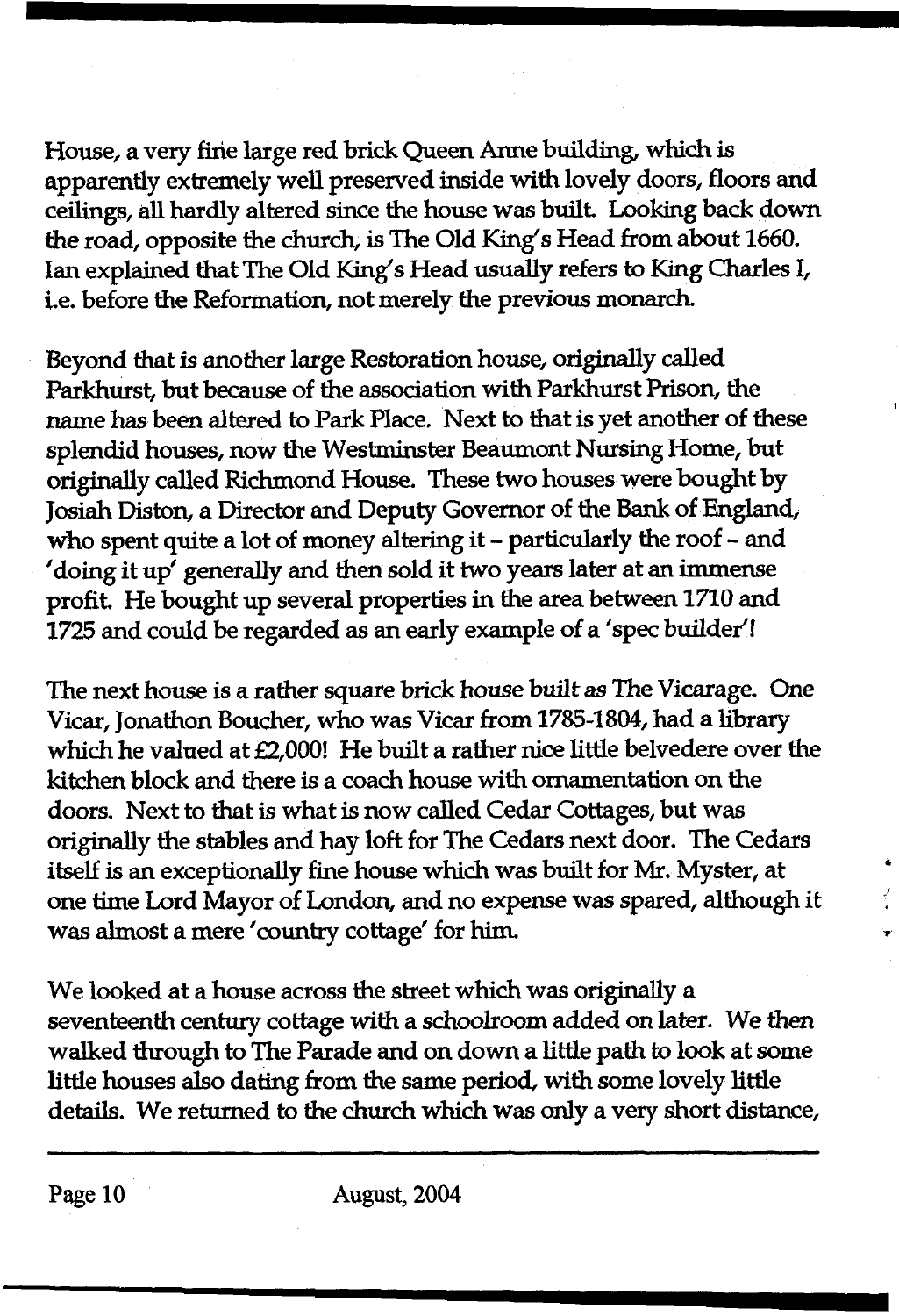House, a very fine large red brick Queen Anne building, which is apparently extremely well preserved inside with lovely doors, floors and ceilings, all hardly altered since the house was built. Looking back down the road, opposite the church, is The Old King's Head from about 1660. Ian explained that The Old King's Head usually refers to King Charles I, i.e. before the Reformation, not merely the previous monarch.

Beyond that is another large Restoration house, originally called Parkhurst, but because of the association with Parkhurst Prison, the name has been altered to Park Place. Next to that is yet another of these splendid houses, now the Westminster Beaumont Nursing Home, but originally called Richmond House. These two houses were bought by Josiah Diston, a Director and Deputy Governor of the Bank of England, who spent quite a lot of money altering it – particularly the roof – and 'doing it up' generally and then sold it two years later at an immense profit. He bought up several properties in the area between 1710 and 1725 and could be regarded as an early example of a 'spec builder'!

The next house is a rather square brick house built as The Vicarage. One Vicar, Jonathon Boucher, who was Vicar from 1785-1804, had a library which he valued at £2,000! He built a rather nice little belvedere over the kitchen block and there is a coach house with ornamentation on the doors. Next to that is what is now called Cedar Cottages, but was originally the stables and hay loft for The Cedars next door. The Cedars itself is an exceptionally fine house which was built for Mr. Myster, at one time Lord Mayor of London, and no expense was spared, although it was almost a mere 'country cottage' for him.

We looked at a house across the street which was originally a seventeenth century cottage with a schoolroom added on later. We then walked through to The Parade and on down a little path to look at some little houses also dating from the same period, with some lovely little details. We returned to the church which was only a very short distance,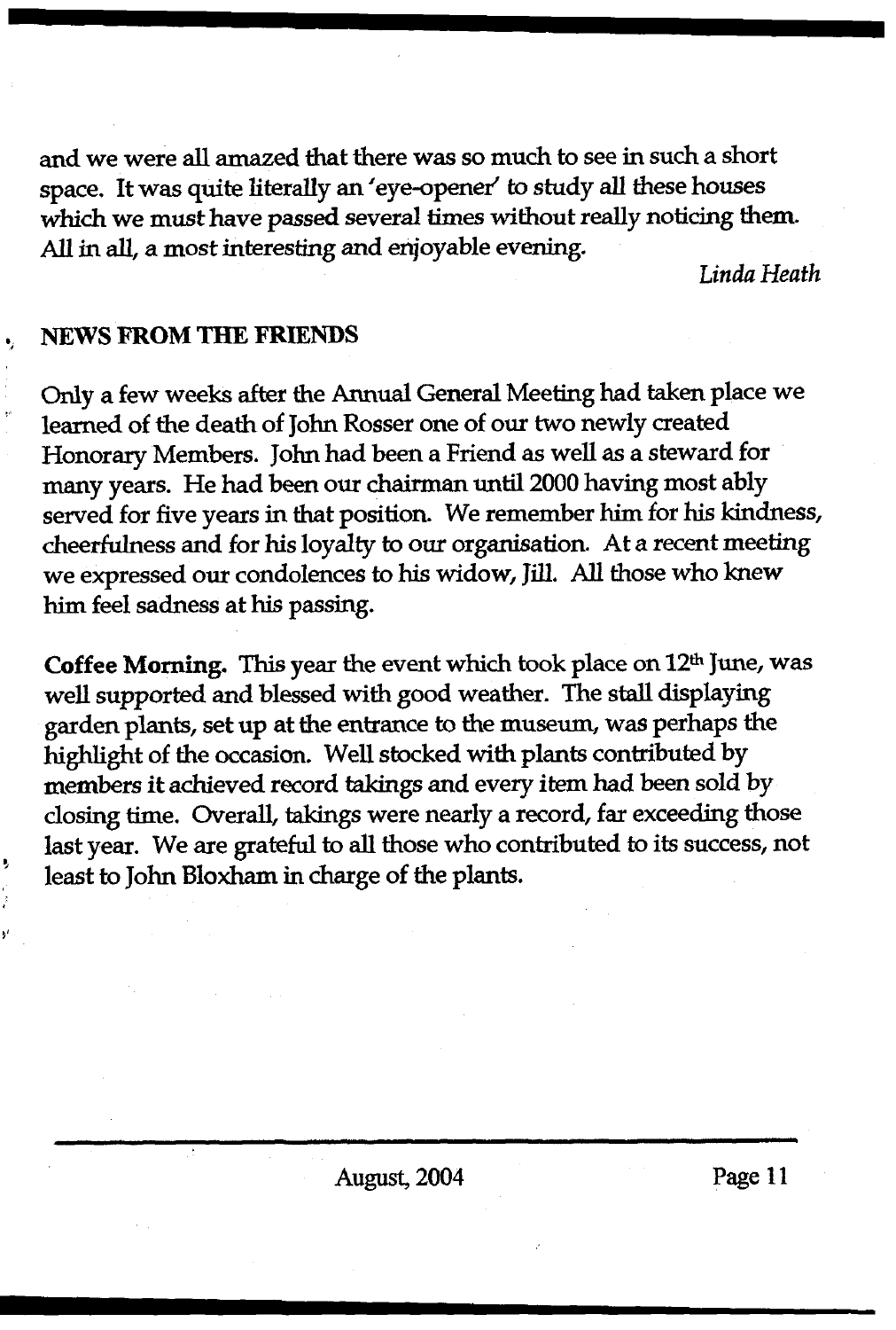and we were all amazed that there was so much to see in such a short space. It was quite literally an 'eye-opener' to study all these houses which we must have passed several times without really noticing them. All in all, a most interesting and enjoyable evening.

*Linda Heath*

## NEWS FROM THE FRIENDS

Only a few weeks after the Annual General Meeting had taken place we learned of the death of John Rosser one of our two newly created Honorary Members. John had been a Friend as well as a steward for many years. He had been our chairman until 2000 having most ably served for five years in that position. We remember him for his kindness, cheerfulness and for his loyalty to our organisation. At a recent meeting we expressed our condolences to his widow, Jill. All those who knew him feel sadness at his passing.

**Coffee Morning.** This year the event which took place on 12th June, was well supported and blessed with good weather. The stall displaying garden plants, set up at the entrance to the museum, was perhaps the highlight of the occasion. Well stocked with plants contributed by members it achieved record takings and every item had been sold by closing time. Overall, takings were nearly a record, far exceeding those last year. We are grateful to all those who contributed to its success, not least to John Bloxham in charge of the plants.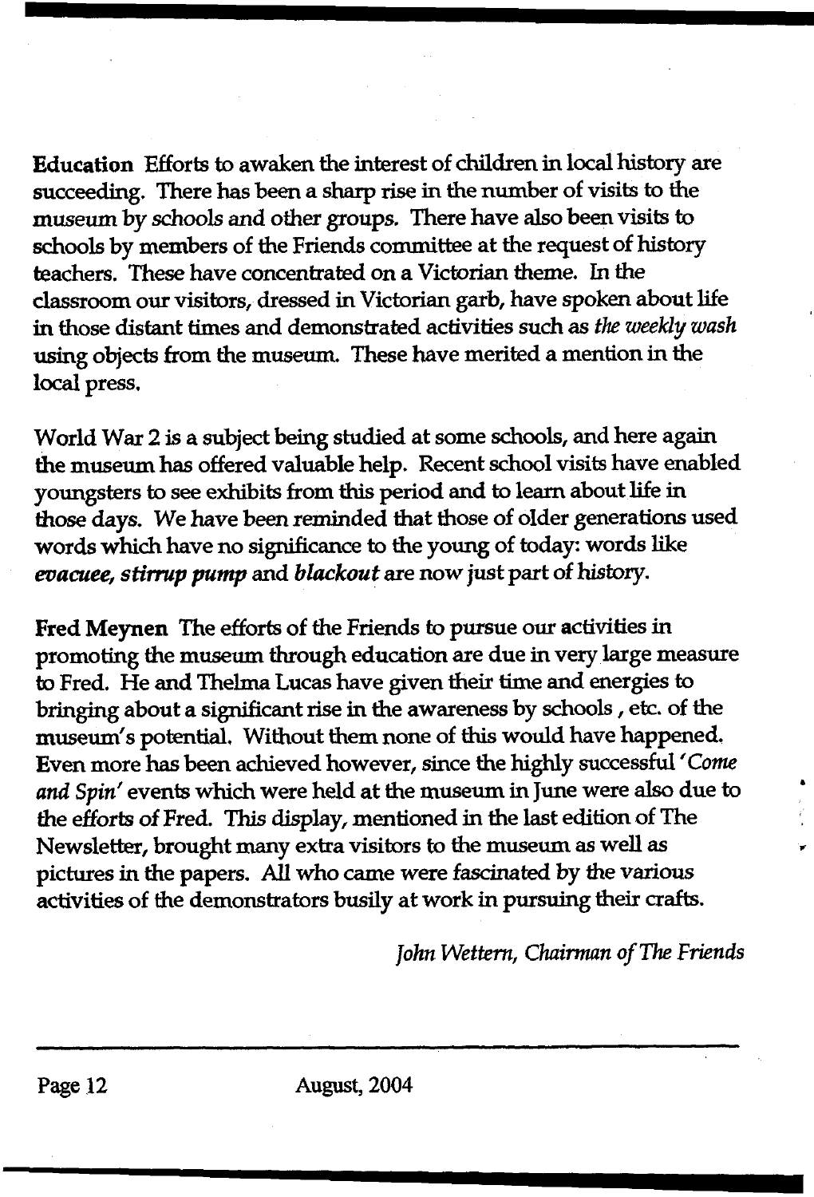**Education** Efforts to awaken the interest of children in local history are succeeding. There has been a sharp rise in the number of visits to the museum by schools and other groups. There have also been visits to schools by members of the Friends committee at the request of history teachers. These have concentrated on a Victorian theme. In the classroom our visitors, dressed in Victorian garb, have spoken about life in those distant times and demonstrated activities such as *the weekly wash* using objects from the museum. These have merited a mention in the local press.

World War 2 is a subject being studied at some schools, and here again the museum has offered valuable help. Recent school visits have enabled youngsters to see exhibits from this period and to learn about life in those days. We have been reminded that those of older generations used words which have no significance to the young of today: words like ***evacuee, stirrup pump*** and ***blackout*** are now just part of history.

**Fred Meynen** The efforts of the Friends to pursue our activities in promoting the museum through education are due in very large measure to Fred. He and Thelma Lucas have given their time and energies to bringing about a significant rise in the awareness by schools , etc. of the museum's potential. Without them none of this would have happened. Even more has been achieved however, since the highly successful '*Come and Spin*' events which were held at the museum in June were also due to the efforts of Fred. This display, mentioned in the last edition of The Newsletter, brought many extra visitors to the museum as well as pictures in the papers. All who came were fascinated by the various activities of the demonstrators busily at work in pursuing their crafts.

*John Wettern, Chairman of The Friends*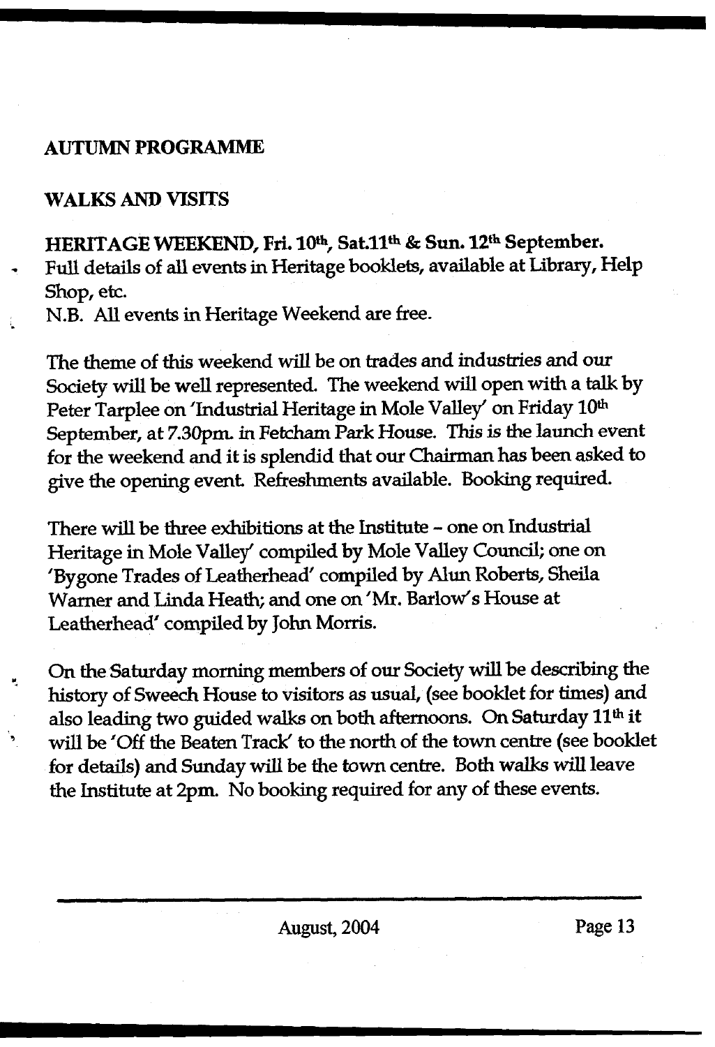## AUTUMN PROGRAMME

### WALKS AND VISITS

**HERITAGE WEEKEND, Fri. 10th, Sat.11th & Sun. 12th September.**

Full details of all events in Heritage booklets, available at Library, Help Shop, etc.

N.B. All events in Heritage Weekend are free.

The theme of this weekend will be on trades and industries and our Society will be well represented. The weekend will open with a talk by Peter Tarplee on 'Industrial Heritage in Mole Valley' on Friday 10th September, at 7.30pm. in Fetcham Park House. This is the launch event for the weekend and it is splendid that our Chairman has been asked to give the opening event. Refreshments available. Booking required.

There will be three exhibitions at the Institute – one on Industrial Heritage in Mole Valley' compiled by Mole Valley Council; one on 'Bygone Trades of Leatherhead' compiled by Alun Roberts, Sheila Warner and Linda Heath; and one on 'Mr. Barlow's House at Leatherhead' compiled by John Morris.

On the Saturday morning members of our Society will be describing the history of Sweech House to visitors as usual, (see booklet for times) and also leading two guided walks on both afternoons. On Saturday 11th it will be 'Off the Beaten Track' to the north of the town centre (see booklet for details) and Sunday will be the town centre. Both walks will leave the Institute at 2pm. No booking required for any of these events.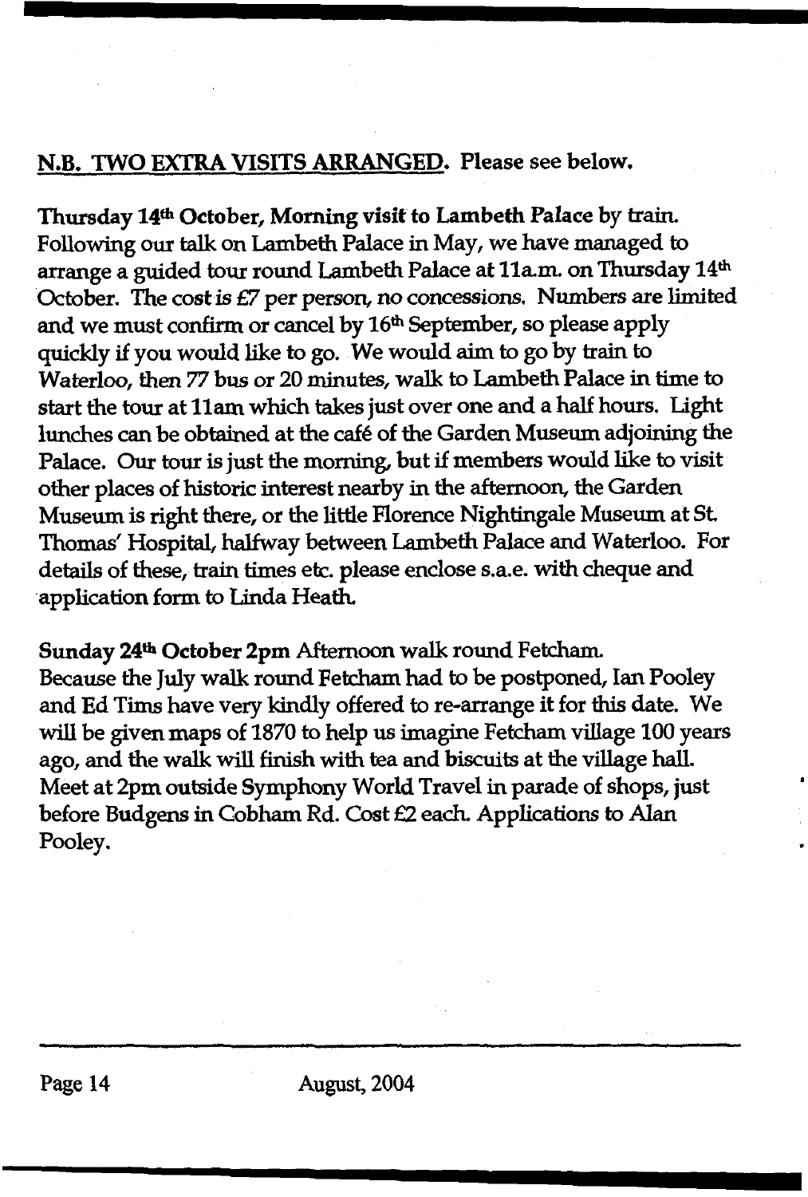**N.B. TWO EXTRA VISITS ARRANGED.** Please see below.

**Thursday 14th October, Morning visit to Lambeth Palace** by train. Following our talk on Lambeth Palace in May, we have managed to arrange a guided tour round Lambeth Palace at 11a.m. on Thursday 14th October. The cost is £7 per person, no concessions. Numbers are limited and we must confirm or cancel by 16th September, so please apply quickly if you would like to go. We would aim to go by train to Waterloo, then 77 bus or 20 minutes, walk to Lambeth Palace in time to start the tour at 11am which takes just over one and a half hours. Light lunches can be obtained at the café of the Garden Museum adjoining the Palace. Our tour is just the morning, but if members would like to visit other places of historic interest nearby in the afternoon, the Garden Museum is right there, or the little Florence Nightingale Museum at St. Thomas' Hospital, halfway between Lambeth Palace and Waterloo. For details of these, train times etc. please enclose s.a.e. with cheque and application form to Linda Heath.

**Sunday 24th October 2pm** Afternoon walk round Fetcham.
Because the July walk round Fetcham had to be postponed, Ian Pooley and Ed Tims have very kindly offered to re-arrange it for this date. We will be given maps of 1870 to help us imagine Fetcham village 100 years ago, and the walk will finish with tea and biscuits at the village hall. Meet at 2pm outside Symphony World Travel in parade of shops, just before Budgens in Cobham Rd. Cost £2 each. Applications to Alan Pooley.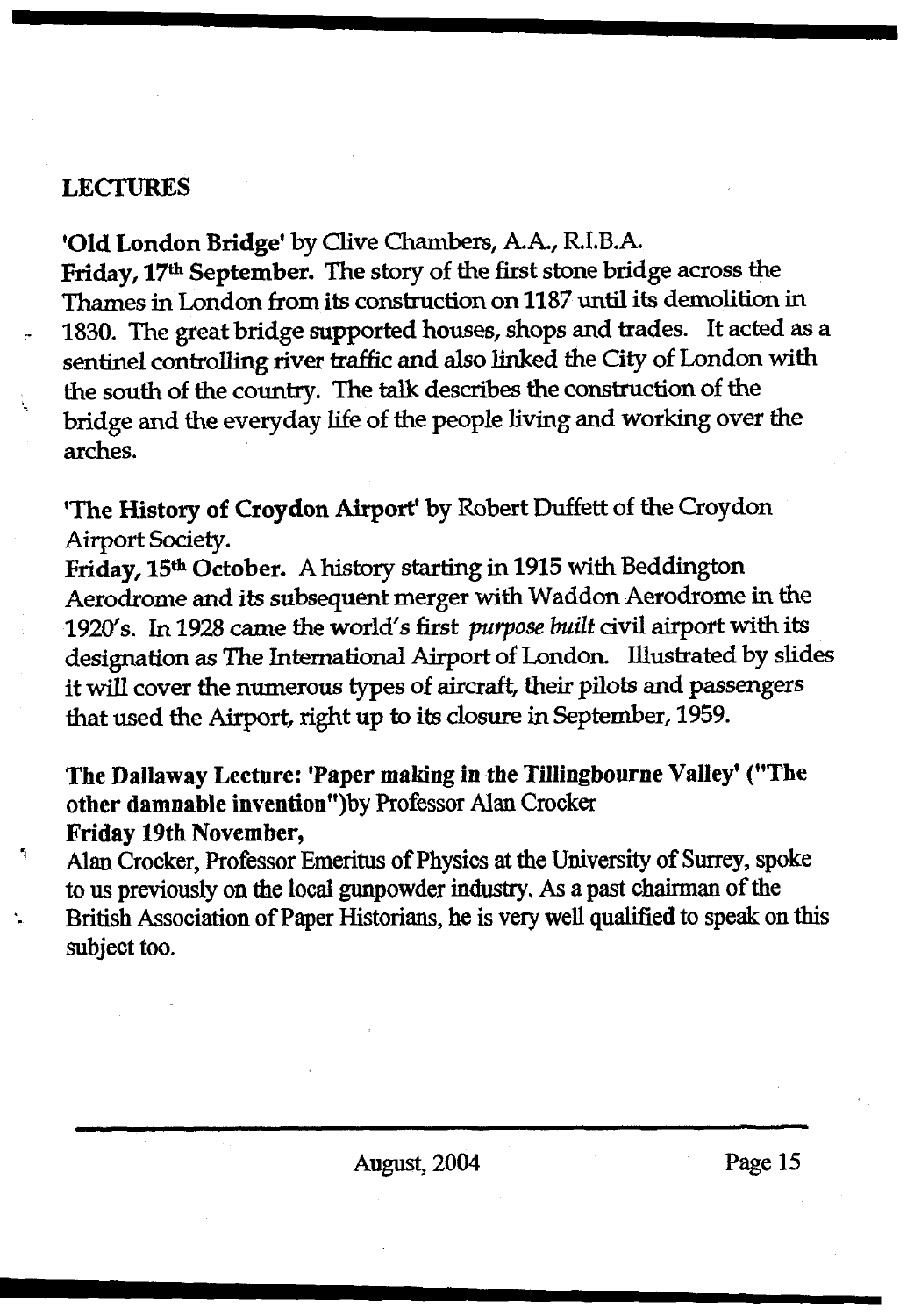## LECTURES

**'Old London Bridge'** by Clive Chambers, A.A., R.I.B.A.

**Friday, 17th September.** The story of the first stone bridge across the Thames in London from its construction on 1187 until its demolition in 1830. The great bridge supported houses, shops and trades. It acted as a sentinel controlling river traffic and also linked the City of London with the south of the country. The talk describes the construction of the bridge and the everyday life of the people living and working over the arches.

**'The History of Croydon Airport'** by Robert Duffett of the Croydon Airport Society.

**Friday, 15th October.** A history starting in 1915 with Beddington Aerodrome and its subsequent merger with Waddon Aerodrome in the 1920's. In 1928 came the world's first *purpose built* civil airport with its designation as The International Airport of London. Illustrated by slides it will cover the numerous types of aircraft, their pilots and passengers that used the Airport, right up to its closure in September, 1959.

**The Dallaway Lecture: 'Paper making in the Tillingbourne Valley' ("The other damnable invention")**by Professor Alan Crocker

**Friday 19th November,**

Alan Crocker, Professor Emeritus of Physics at the University of Surrey, spoke to us previously on the local gunpowder industry. As a past chairman of the British Association of Paper Historians, he is very well qualified to speak on this subject too.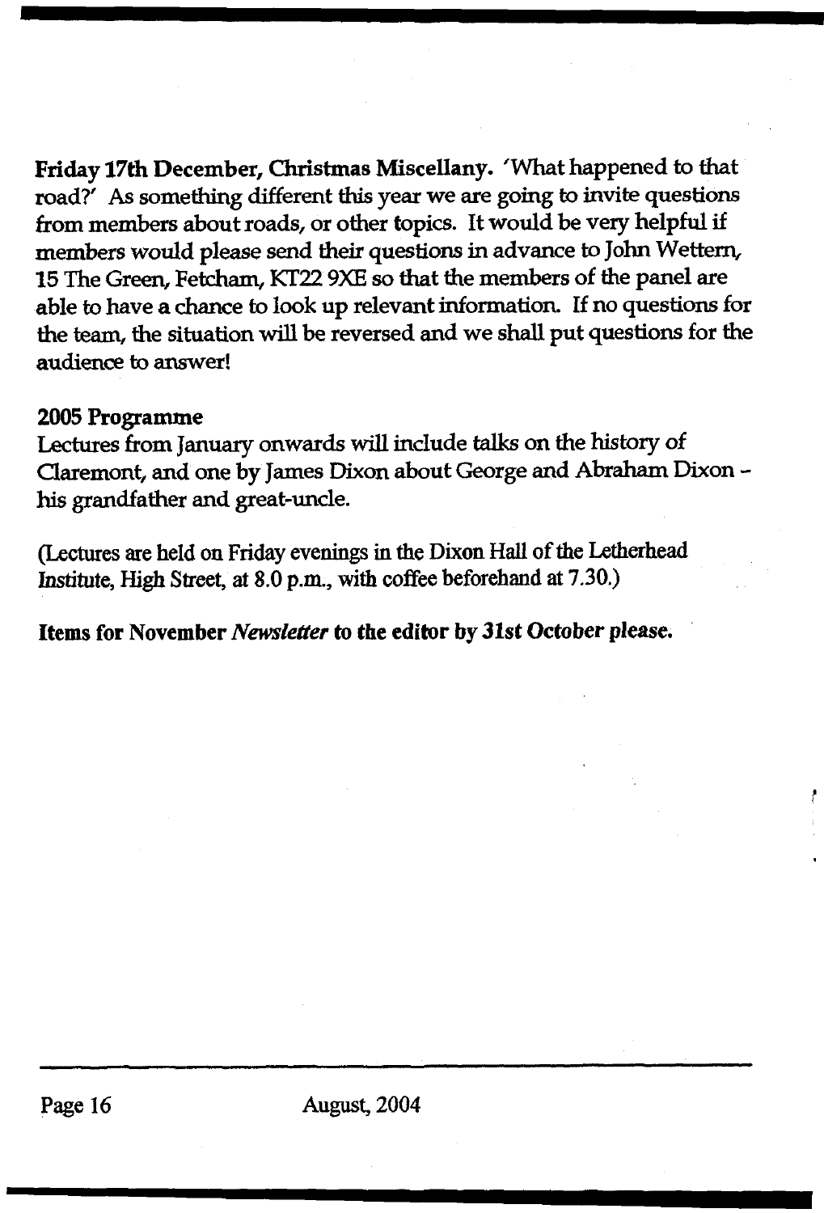**Friday 17th December, Christmas Miscellany.** 'What happened to that road?' As something different this year we are going to invite questions from members about roads, or other topics. It would be very helpful if members would please send their questions in advance to John Wettern, 15 The Green, Fetcham, KT22 9XE so that the members of the panel are able to have a chance to look up relevant information. If no questions for the team, the situation will be reversed and we shall put questions for the audience to answer!

**2005 Programme**

Lectures from January onwards will include talks on the history of Claremont, and one by James Dixon about George and Abraham Dixon - his grandfather and great-uncle.

(Lectures are held on Friday evenings in the Dixon Hall of the Letherhead Institute, High Street, at 8.0 p.m., with coffee beforehand at 7.30.)

**Items for November *Newsletter* to the editor by 31st October please.**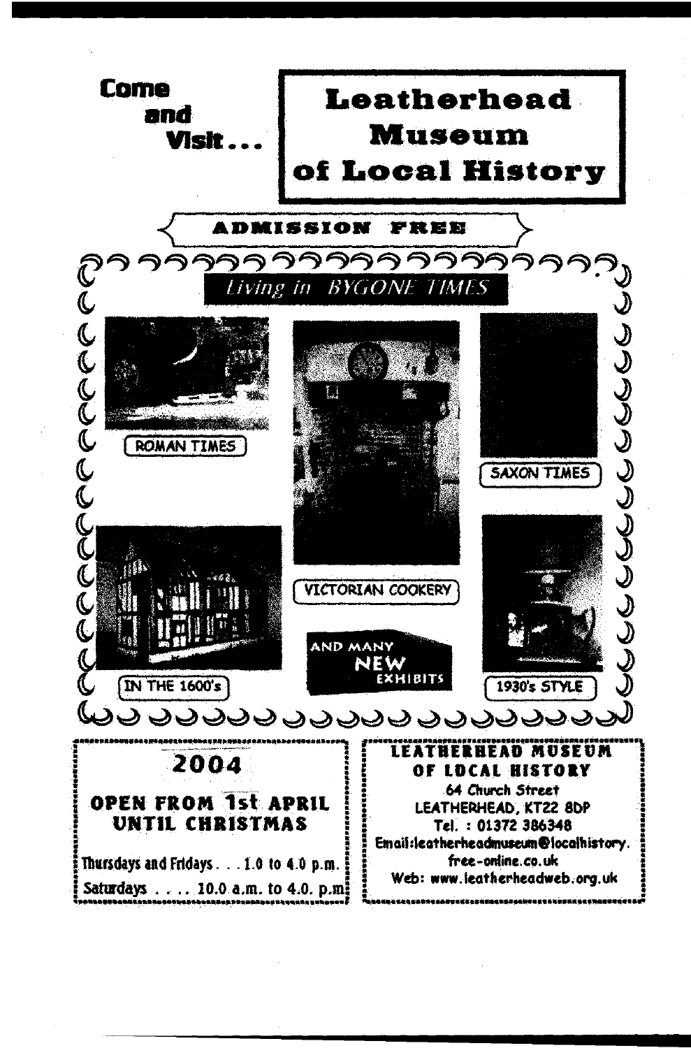Come and Visit...

# Leatherhead Museum of Local History

## ADMISSION FREE

*Living in BYGONE TIMES*

ROMAN TIMES

SAXON TIMES

VICTORIAN COOKERY

IN THE 1600's

AND MANY NEW EXHIBITS

1930's STYLE

## 2004

**OPEN FROM 1st APRIL UNTIL CHRISTMAS**

Thursdays and Fridays . . . 1.0 to 4.0 p.m.
Saturdays . . . . 10.0 a.m. to 4.0. p.m.

**LEATHERHEAD MUSEUM OF LOCAL HISTORY**
64 Church Street
LEATHERHEAD, KT22 8DP
Tel. : 01372 386348
Email:leatherheadmuseum@localhistory.free-online.co.uk
Web: www.leatherheadweb.org.uk